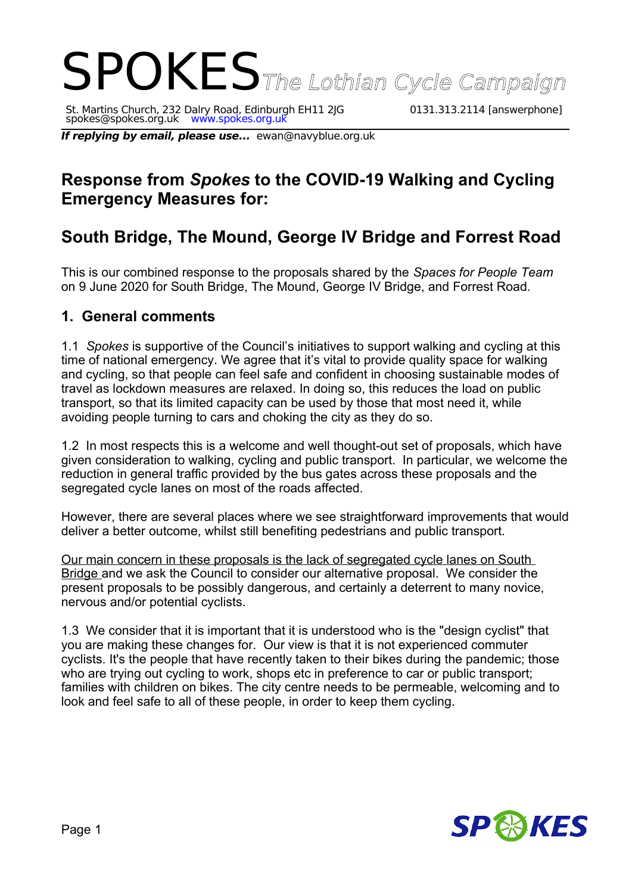# SPOKES *The Lothian Cycle Campaign*

St. Martins Church, 232 Dalry Road, Edinburgh EH11 2JG    0131.313.2114 [answerphone]
spokes@spokes.org.uk    www.spokes.org.uk

***If replying by email, please use...*** ewan@navyblue.org.uk

## Response from *Spokes* to the COVID-19 Walking and Cycling Emergency Measures for:

## South Bridge, The Mound, George IV Bridge and Forrest Road

This is our combined response to the proposals shared by the *Spaces for People Team* on 9 June 2020 for South Bridge, The Mound, George IV Bridge, and Forrest Road.

### 1. General comments

1.1 *Spokes* is supportive of the Council's initiatives to support walking and cycling at this time of national emergency. We agree that it's vital to provide quality space for walking and cycling, so that people can feel safe and confident in choosing sustainable modes of travel as lockdown measures are relaxed. In doing so, this reduces the load on public transport, so that its limited capacity can be used by those that most need it, while avoiding people turning to cars and choking the city as they do so.

1.2 In most respects this is a welcome and well thought-out set of proposals, which have given consideration to walking, cycling and public transport. In particular, we welcome the reduction in general traffic provided by the bus gates across these proposals and the segregated cycle lanes on most of the roads affected.

However, there are several places where we see straightforward improvements that would deliver a better outcome, whilst still benefiting pedestrians and public transport.

<u>Our main concern in these proposals is the lack of segregated cycle lanes on South Bridge</u> and we ask the Council to consider our alternative proposal. We consider the present proposals to be possibly dangerous, and certainly a deterrent to many novice, nervous and/or potential cyclists.

1.3 We consider that it is important that it is understood who is the "design cyclist" that you are making these changes for. Our view is that it is not experienced commuter cyclists. It's the people that have recently taken to their bikes during the pandemic; those who are trying out cycling to work, shops etc in preference to car or public transport; families with children on bikes. The city centre needs to be permeable, welcoming and to look and feel safe to all of these people, in order to keep them cycling.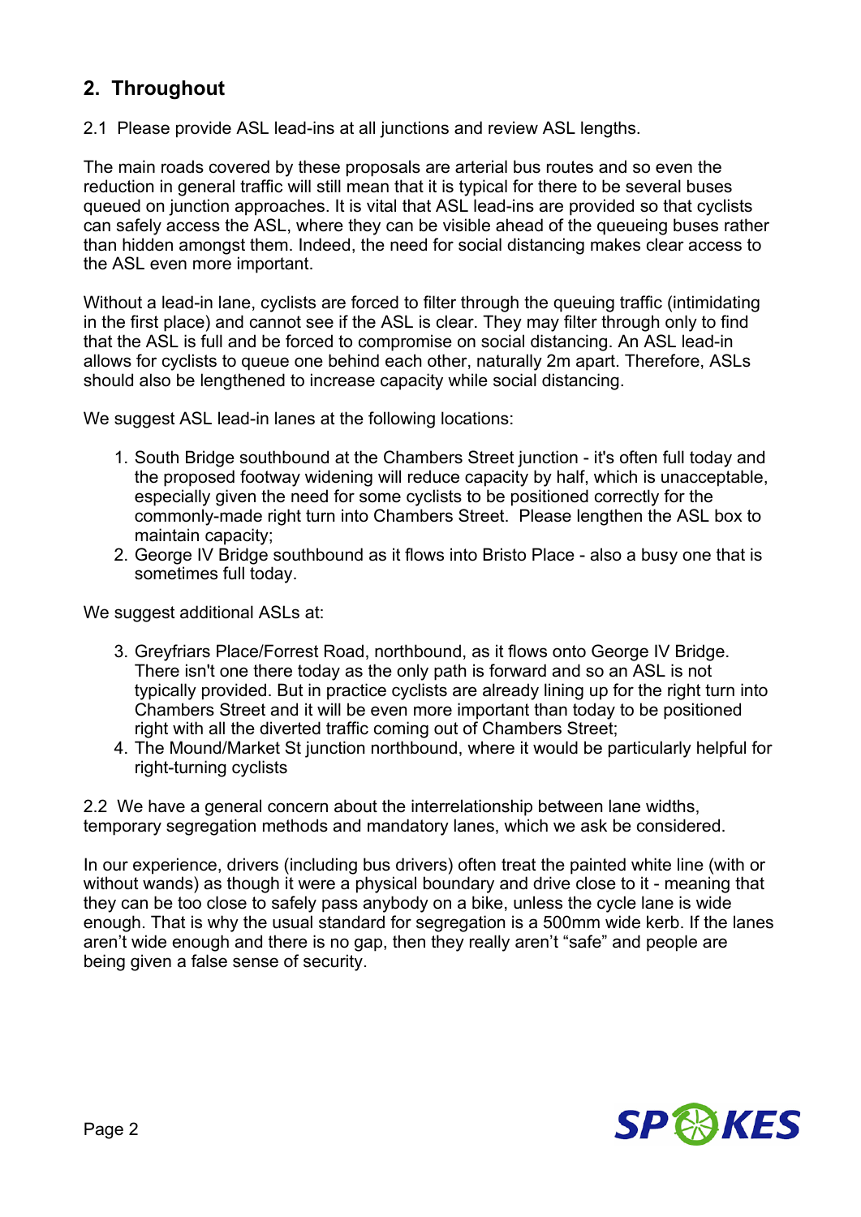## 2. Throughout

2.1 Please provide ASL lead-ins at all junctions and review ASL lengths.

The main roads covered by these proposals are arterial bus routes and so even the reduction in general traffic will still mean that it is typical for there to be several buses queued on junction approaches. It is vital that ASL lead-ins are provided so that cyclists can safely access the ASL, where they can be visible ahead of the queueing buses rather than hidden amongst them. Indeed, the need for social distancing makes clear access to the ASL even more important.

Without a lead-in lane, cyclists are forced to filter through the queuing traffic (intimidating in the first place) and cannot see if the ASL is clear. They may filter through only to find that the ASL is full and be forced to compromise on social distancing. An ASL lead-in allows for cyclists to queue one behind each other, naturally 2m apart. Therefore, ASLs should also be lengthened to increase capacity while social distancing.

We suggest ASL lead-in lanes at the following locations:

1. South Bridge southbound at the Chambers Street junction - it's often full today and the proposed footway widening will reduce capacity by half, which is unacceptable, especially given the need for some cyclists to be positioned correctly for the commonly-made right turn into Chambers Street. Please lengthen the ASL box to maintain capacity;
2. George IV Bridge southbound as it flows into Bristo Place - also a busy one that is sometimes full today.

We suggest additional ASLs at:

3. Greyfriars Place/Forrest Road, northbound, as it flows onto George IV Bridge. There isn't one there today as the only path is forward and so an ASL is not typically provided. But in practice cyclists are already lining up for the right turn into Chambers Street and it will be even more important than today to be positioned right with all the diverted traffic coming out of Chambers Street;
4. The Mound/Market St junction northbound, where it would be particularly helpful for right-turning cyclists

2.2 We have a general concern about the interrelationship between lane widths, temporary segregation methods and mandatory lanes, which we ask be considered.

In our experience, drivers (including bus drivers) often treat the painted white line (with or without wands) as though it were a physical boundary and drive close to it - meaning that they can be too close to safely pass anybody on a bike, unless the cycle lane is wide enough. That is why the usual standard for segregation is a 500mm wide kerb. If the lanes aren't wide enough and there is no gap, then they really aren't "safe" and people are being given a false sense of security.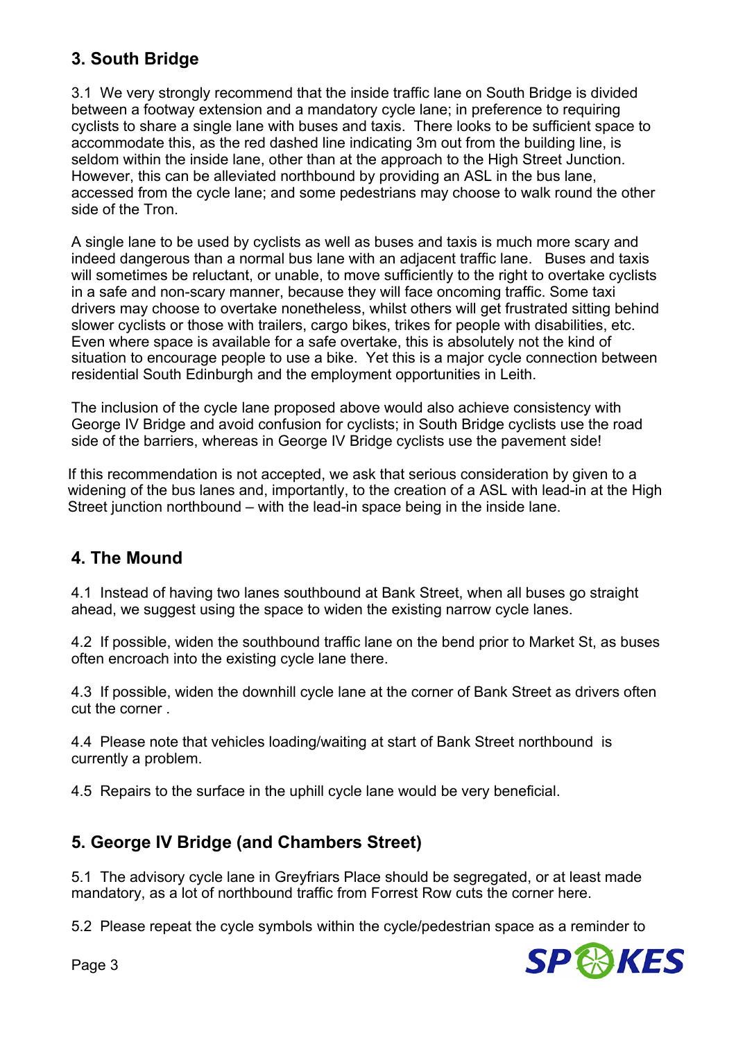## 3. South Bridge

3.1 We very strongly recommend that the inside traffic lane on South Bridge is divided between a footway extension and a mandatory cycle lane; in preference to requiring cyclists to share a single lane with buses and taxis. There looks to be sufficient space to accommodate this, as the red dashed line indicating 3m out from the building line, is seldom within the inside lane, other than at the approach to the High Street Junction. However, this can be alleviated northbound by providing an ASL in the bus lane, accessed from the cycle lane; and some pedestrians may choose to walk round the other side of the Tron.

A single lane to be used by cyclists as well as buses and taxis is much more scary and indeed dangerous than a normal bus lane with an adjacent traffic lane. Buses and taxis will sometimes be reluctant, or unable, to move sufficiently to the right to overtake cyclists in a safe and non-scary manner, because they will face oncoming traffic. Some taxi drivers may choose to overtake nonetheless, whilst others will get frustrated sitting behind slower cyclists or those with trailers, cargo bikes, trikes for people with disabilities, etc. Even where space is available for a safe overtake, this is absolutely not the kind of situation to encourage people to use a bike. Yet this is a major cycle connection between residential South Edinburgh and the employment opportunities in Leith.

The inclusion of the cycle lane proposed above would also achieve consistency with George IV Bridge and avoid confusion for cyclists; in South Bridge cyclists use the road side of the barriers, whereas in George IV Bridge cyclists use the pavement side!

If this recommendation is not accepted, we ask that serious consideration by given to a widening of the bus lanes and, importantly, to the creation of a ASL with lead-in at the High Street junction northbound – with the lead-in space being in the inside lane.

## 4. The Mound

4.1 Instead of having two lanes southbound at Bank Street, when all buses go straight ahead, we suggest using the space to widen the existing narrow cycle lanes.

4.2 If possible, widen the southbound traffic lane on the bend prior to Market St, as buses often encroach into the existing cycle lane there.

4.3 If possible, widen the downhill cycle lane at the corner of Bank Street as drivers often cut the corner .

4.4 Please note that vehicles loading/waiting at start of Bank Street northbound is currently a problem.

4.5 Repairs to the surface in the uphill cycle lane would be very beneficial.

## 5. George IV Bridge (and Chambers Street)

5.1 The advisory cycle lane in Greyfriars Place should be segregated, or at least made mandatory, as a lot of northbound traffic from Forrest Row cuts the corner here.

5.2 Please repeat the cycle symbols within the cycle/pedestrian space as a reminder to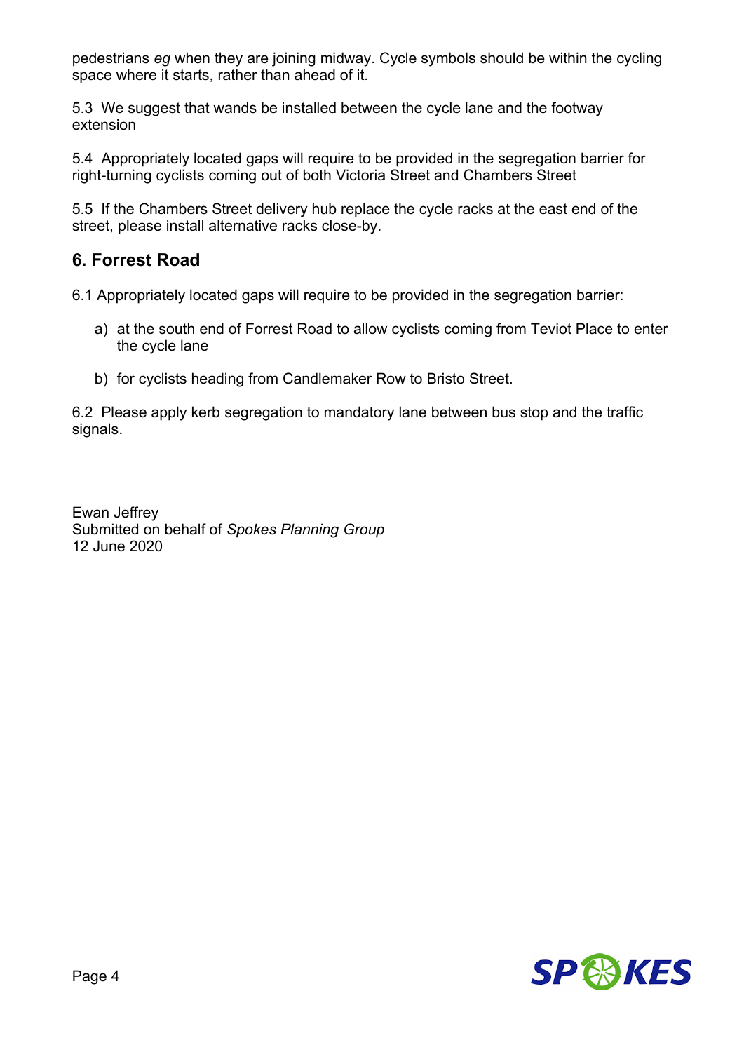pedestrians *eg* when they are joining midway. Cycle symbols should be within the cycling space where it starts, rather than ahead of it.

5.3 We suggest that wands be installed between the cycle lane and the footway extension

5.4 Appropriately located gaps will require to be provided in the segregation barrier for right-turning cyclists coming out of both Victoria Street and Chambers Street

5.5 If the Chambers Street delivery hub replace the cycle racks at the east end of the street, please install alternative racks close-by.

## 6. Forrest Road

6.1 Appropriately located gaps will require to be provided in the segregation barrier:

a) at the south end of Forrest Road to allow cyclists coming from Teviot Place to enter the cycle lane

b) for cyclists heading from Candlemaker Row to Bristo Street.

6.2 Please apply kerb segregation to mandatory lane between bus stop and the traffic signals.

Ewan Jeffrey
Submitted on behalf of *Spokes Planning Group*
12 June 2020